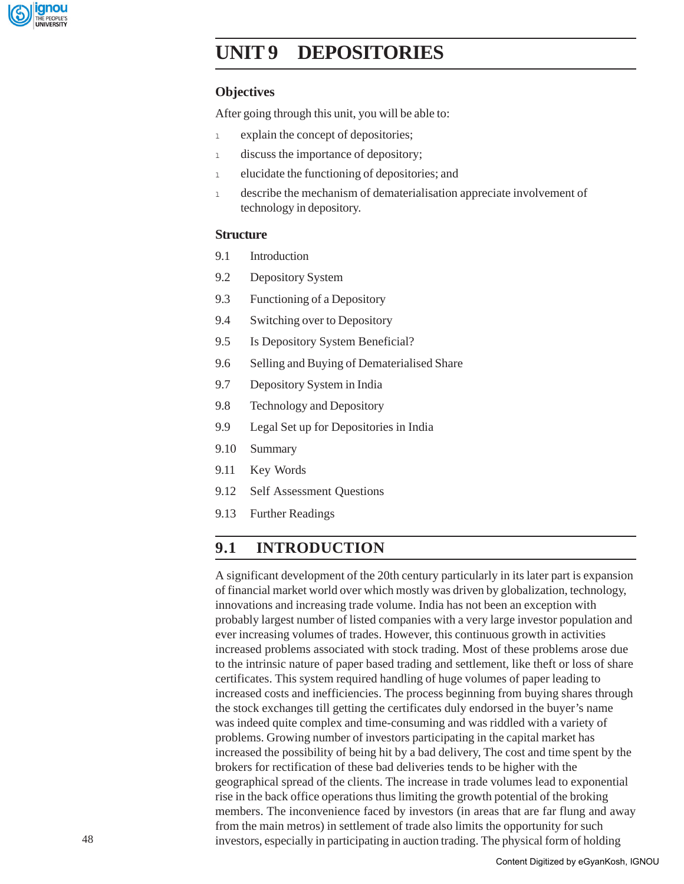# UNIT 9 DEPOSITORIES

## Objectives

After going through this unit, you will be able to:

- explain the concept of depositories;
- discuss the importance of depository;
- elucidate the functioning of depositories; and
- describe the mechanism of dematerialisation appreciate involvement of technology in depository.

## Structure

9.1 Introduction

9.2 Depository System

9.3 Functioning of a Depository

9.4 Switching over to Depository

9.5 Is Depository System Beneficial?

9.6 Selling and Buying of Dematerialised Share

9.7 Depository System in India

9.8 Technology and Depository

9.9 Legal Set up for Depositories in India

9.10 Summary

9.11 Key Words

9.12 Self Assessment Questions

9.13 Further Readings

## 9.1 INTRODUCTION

A significant development of the 20th century particularly in its later part is expansion of financial market world over which mostly was driven by globalization, technology, innovations and increasing trade volume. India has not been an exception with probably largest number of listed companies with a very large investor population and ever increasing volumes of trades. However, this continuous growth in activities increased problems associated with stock trading. Most of these problems arose due to the intrinsic nature of paper based trading and settlement, like theft or loss of share certificates. This system required handling of huge volumes of paper leading to increased costs and inefficiencies. The process beginning from buying shares through the stock exchanges till getting the certificates duly endorsed in the buyer's name was indeed quite complex and time-consuming and was riddled with a variety of problems. Growing number of investors participating in the capital market has increased the possibility of being hit by a bad delivery, The cost and time spent by the brokers for rectification of these bad deliveries tends to be higher with the geographical spread of the clients. The increase in trade volumes lead to exponential rise in the back office operations thus limiting the growth potential of the broking members. The inconvenience faced by investors (in areas that are far flung and away from the main metros) in settlement of trade also limits the opportunity for such investors, especially in participating in auction trading. The physical form of holding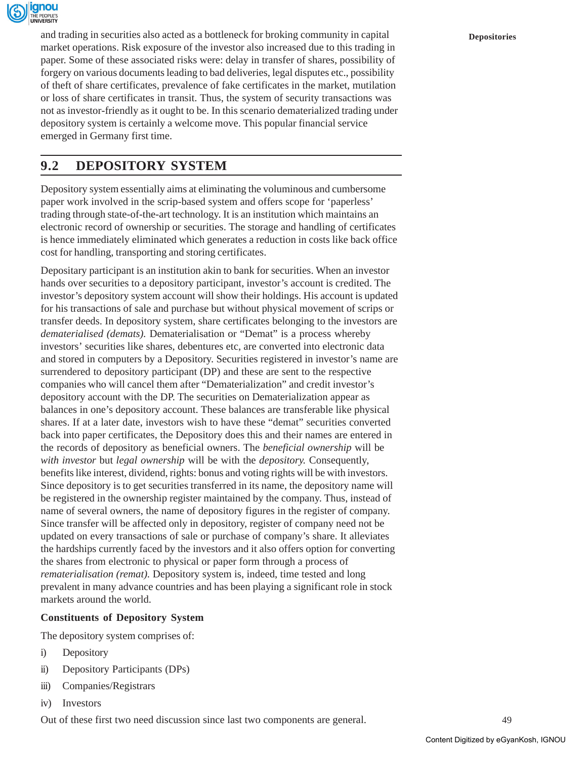and trading in securities also acted as a bottleneck for broking community in capital market operations. Risk exposure of the investor also increased due to this trading in paper. Some of these associated risks were: delay in transfer of shares, possibility of forgery on various documents leading to bad deliveries, legal disputes etc., possibility of theft of share certificates, prevalence of fake certificates in the market, mutilation or loss of share certificates in transit. Thus, the system of security transactions was not as investor-friendly as it ought to be. In this scenario dematerialized trading under depository system is certainly a welcome move. This popular financial service emerged in Germany first time.

## 9.2 DEPOSITORY SYSTEM

Depository system essentially aims at eliminating the voluminous and cumbersome paper work involved in the scrip-based system and offers scope for 'paperless' trading through state-of-the-art technology. It is an institution which maintains an electronic record of ownership or securities. The storage and handling of certificates is hence immediately eliminated which generates a reduction in costs like back office cost for handling, transporting and storing certificates.

Depositary participant is an institution akin to bank for securities. When an investor hands over securities to a depository participant, investor's account is credited. The investor's depository system account will show their holdings. His account is updated for his transactions of sale and purchase but without physical movement of scrips or transfer deeds. In depository system, share certificates belonging to the investors are *dematerialised (demats).* Dematerialisation or "Demat" is a process whereby investors' securities like shares, debentures etc, are converted into electronic data and stored in computers by a Depository. Securities registered in investor's name are surrendered to depository participant (DP) and these are sent to the respective companies who will cancel them after "Dematerialization" and credit investor's depository account with the DP. The securities on Dematerialization appear as balances in one's depository account. These balances are transferable like physical shares. If at a later date, investors wish to have these "demat" securities converted back into paper certificates, the Depository does this and their names are entered in the records of depository as beneficial owners. The *beneficial ownership* will be *with investor* but *legal ownership* will be with the *depository.* Consequently, benefits like interest, dividend, rights: bonus and voting rights will be with investors. Since depository is to get securities transferred in its name, the depository name will be registered in the ownership register maintained by the company. Thus, instead of name of several owners, the name of depository figures in the register of company. Since transfer will be affected only in depository, register of company need not be updated on every transactions of sale or purchase of company's share. It alleviates the hardships currently faced by the investors and it also offers option for converting the shares from electronic to physical or paper form through a process of *rematerialisation (remat).* Depository system is, indeed, time tested and long prevalent in many advance countries and has been playing a significant role in stock markets around the world.

**Constituents of Depository System**

The depository system comprises of:

i) Depository

ii) Depository Participants (DPs)

iii) Companies/Registrars

iv) Investors

Out of these first two need discussion since last two components are general.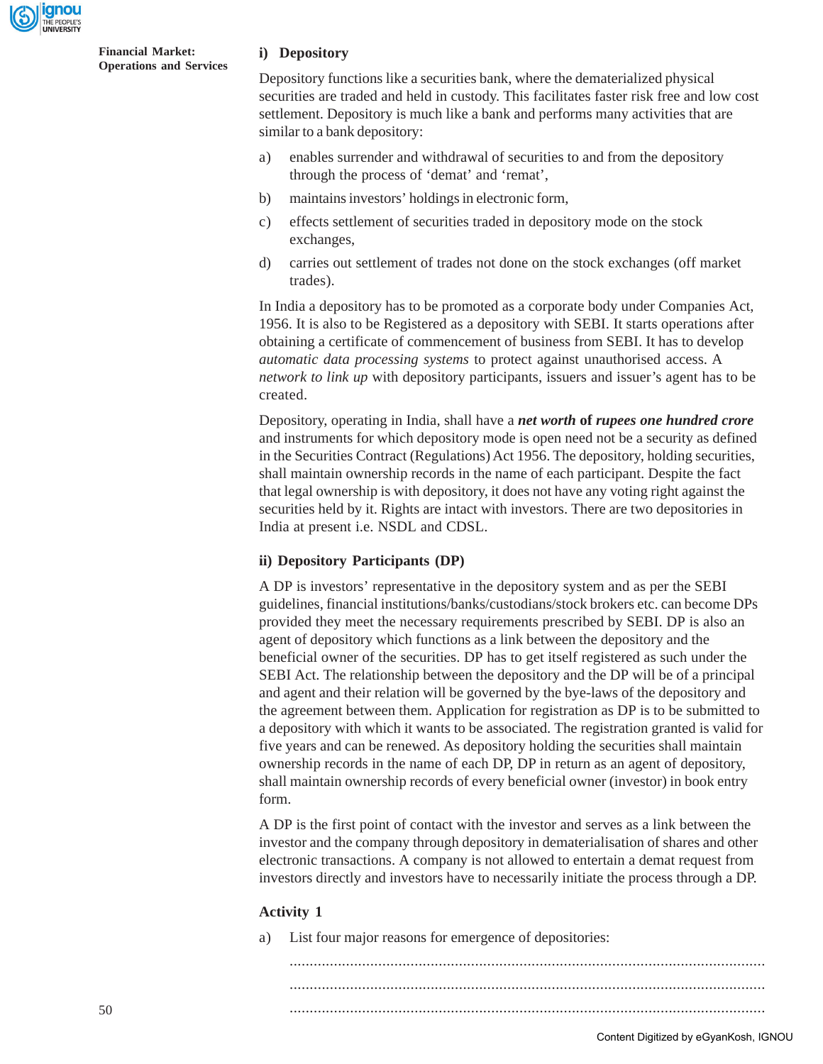### i) Depository

Depository functions like a securities bank, where the dematerialized physical securities are traded and held in custody. This facilitates faster risk free and low cost settlement. Depository is much like a bank and performs many activities that are similar to a bank depository:

a) enables surrender and withdrawal of securities to and from the depository through the process of 'demat' and 'remat',

b) maintains investors' holdings in electronic form,

c) effects settlement of securities traded in depository mode on the stock exchanges,

d) carries out settlement of trades not done on the stock exchanges (off market trades).

In India a depository has to be promoted as a corporate body under Companies Act, 1956. It is also to be Registered as a depository with SEBI. It starts operations after obtaining a certificate of commencement of business from SEBI. It has to develop *automatic data processing systems* to protect against unauthorised access. A *network to link up* with depository participants, issuers and issuer's agent has to be created.

Depository, operating in India, shall have a ***net worth* of *rupees one hundred crore*** and instruments for which depository mode is open need not be a security as defined in the Securities Contract (Regulations) Act 1956. The depository, holding securities, shall maintain ownership records in the name of each participant. Despite the fact that legal ownership is with depository, it does not have any voting right against the securities held by it. Rights are intact with investors. There are two depositories in India at present i.e. NSDL and CDSL.

### ii) Depository Participants (DP)

A DP is investors' representative in the depository system and as per the SEBI guidelines, financial institutions/banks/custodians/stock brokers etc. can become DPs provided they meet the necessary requirements prescribed by SEBI. DP is also an agent of depository which functions as a link between the depository and the beneficial owner of the securities. DP has to get itself registered as such under the SEBI Act. The relationship between the depository and the DP will be of a principal and agent and their relation will be governed by the bye-laws of the depository and the agreement between them. Application for registration as DP is to be submitted to a depository with which it wants to be associated. The registration granted is valid for five years and can be renewed. As depository holding the securities shall maintain ownership records in the name of each DP, DP in return as an agent of depository, shall maintain ownership records of every beneficial owner (investor) in book entry form.

A DP is the first point of contact with the investor and serves as a link between the investor and the company through depository in dematerialisation of shares and other electronic transactions. A company is not allowed to entertain a demat request from investors directly and investors have to necessarily initiate the process through a DP.

### Activity 1

a) List four major reasons for emergence of depositories:

..........................................................................................................

..........................................................................................................

..........................................................................................................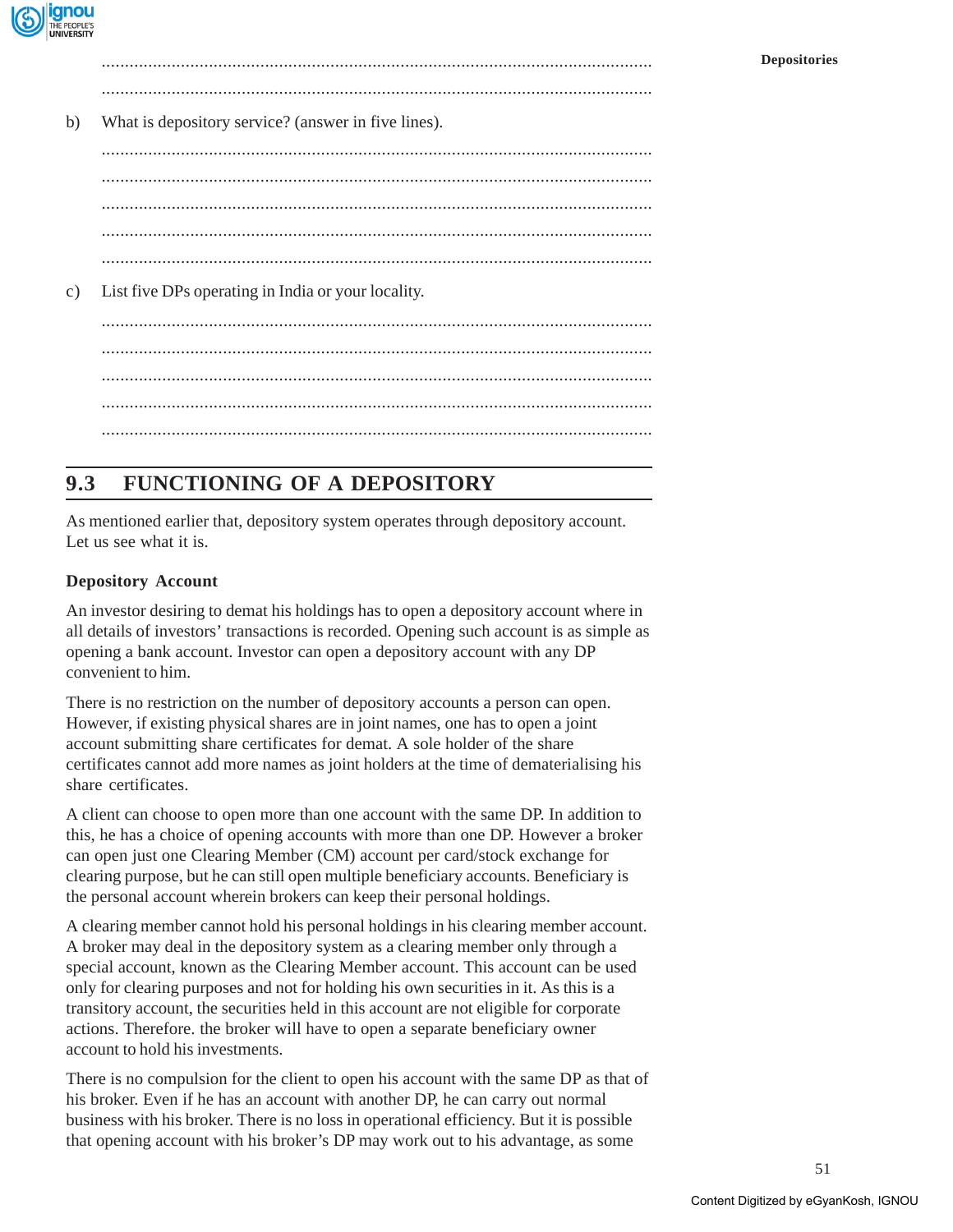.......................................................................................................................

.......................................................................................................................

b) What is depository service? (answer in five lines).

.......................................................................................................................

.......................................................................................................................

.......................................................................................................................

.......................................................................................................................

.......................................................................................................................

c) List five DPs operating in India or your locality.

.......................................................................................................................

.......................................................................................................................

.......................................................................................................................

.......................................................................................................................

.......................................................................................................................

## 9.3 FUNCTIONING OF A DEPOSITORY

As mentioned earlier that, depository system operates through depository account. Let us see what it is.

**Depository Account**

An investor desiring to demat his holdings has to open a depository account where in all details of investors' transactions is recorded. Opening such account is as simple as opening a bank account. Investor can open a depository account with any DP convenient to him.

There is no restriction on the number of depository accounts a person can open. However, if existing physical shares are in joint names, one has to open a joint account submitting share certificates for demat. A sole holder of the share certificates cannot add more names as joint holders at the time of dematerialising his share certificates.

A client can choose to open more than one account with the same DP. In addition to this, he has a choice of opening accounts with more than one DP. However a broker can open just one Clearing Member (CM) account per card/stock exchange for clearing purpose, but he can still open multiple beneficiary accounts. Beneficiary is the personal account wherein brokers can keep their personal holdings.

A clearing member cannot hold his personal holdings in his clearing member account. A broker may deal in the depository system as a clearing member only through a special account, known as the Clearing Member account. This account can be used only for clearing purposes and not for holding his own securities in it. As this is a transitory account, the securities held in this account are not eligible for corporate actions. Therefore. the broker will have to open a separate beneficiary owner account to hold his investments.

There is no compulsion for the client to open his account with the same DP as that of his broker. Even if he has an account with another DP, he can carry out normal business with his broker. There is no loss in operational efficiency. But it is possible that opening account with his broker's DP may work out to his advantage, as some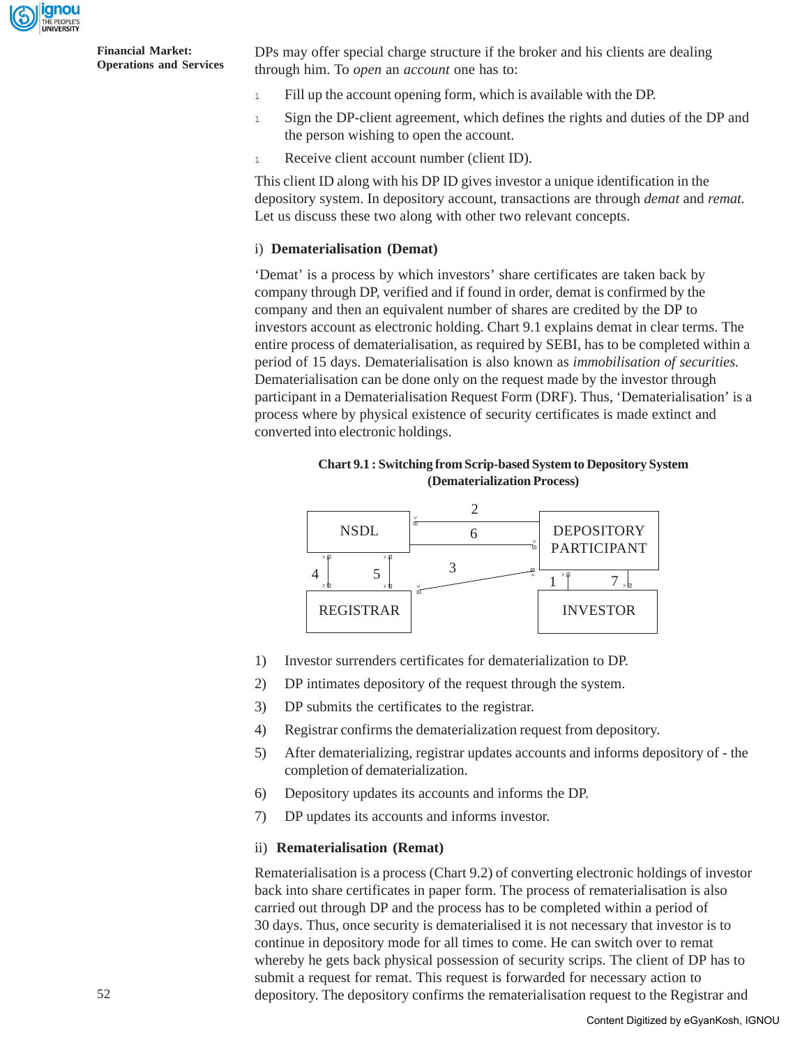DPs may offer special charge structure if the broker and his clients are dealing through him. To *open* an *account* one has to:

- Fill up the account opening form, which is available with the DP.
- Sign the DP-client agreement, which defines the rights and duties of the DP and the person wishing to open the account.
- Receive client account number (client ID).

This client ID along with his DP ID gives investor a unique identification in the depository system. In depository account, transactions are through *demat* and *remat.* Let us discuss these two along with other two relevant concepts.

i) **Dematerialisation (Demat)**

'Demat' is a process by which investors' share certificates are taken back by company through DP, verified and if found in order, demat is confirmed by the company and then an equivalent number of shares are credited by the DP to investors account as electronic holding. Chart 9.1 explains demat in clear terms. The entire process of dematerialisation, as required by SEBI, has to be completed within a period of 15 days. Dematerialisation is also known as *immobilisation of securities.* Dematerialisation can be done only on the request made by the investor through participant in a Dematerialisation Request Form (DRF). Thus, 'Dematerialisation' is a process where by physical existence of security certificates is made extinct and converted into electronic holdings.

**Chart 9.1 : Switching from Scrip-based System to Depository System (Dematerialization Process)**

NSDL

DEPOSITORY PARTICIPANT

REGISTRAR

INVESTOR

2

6

3

4

5

1

7

1) Investor surrenders certificates for dematerialization to DP.
2) DP intimates depository of the request through the system.
3) DP submits the certificates to the registrar.
4) Registrar confirms the dematerialization request from depository.
5) After dematerializing, registrar updates accounts and informs depository of - the completion of dematerialization.
6) Depository updates its accounts and informs the DP.
7) DP updates its accounts and informs investor.

ii) **Rematerialisation (Remat)**

Rematerialisation is a process (Chart 9.2) of converting electronic holdings of investor back into share certificates in paper form. The process of rematerialisation is also carried out through DP and the process has to be completed within a period of 30 days. Thus, once security is dematerialised it is not necessary that investor is to continue in depository mode for all times to come. He can switch over to remat whereby he gets back physical possession of security scrips. The client of DP has to submit a request for remat. This request is forwarded for necessary action to depository. The depository confirms the rematerialisation request to the Registrar and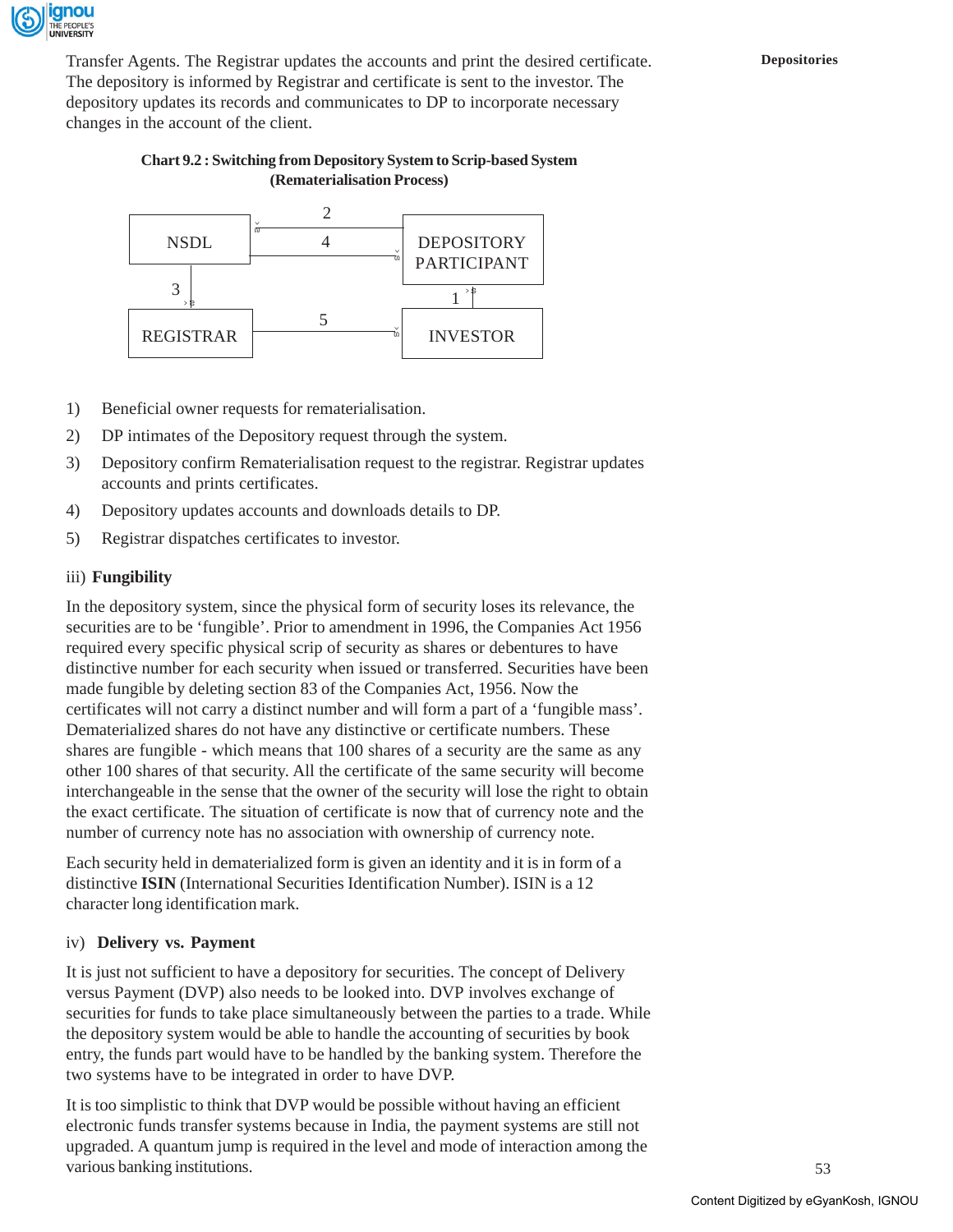Transfer Agents. The Registrar updates the accounts and print the desired certificate. The depository is informed by Registrar and certificate is sent to the investor. The depository updates its records and communicates to DP to incorporate necessary changes in the account of the client.

**Chart 9.2 : Switching from Depository System to Scrip-based System (Rematerialisation Process)**

NSDL
DEPOSITORY PARTICIPANT
REGISTRAR
INVESTOR
2
4
3
1
5

1) Beneficial owner requests for rematerialisation.
2) DP intimates of the Depository request through the system.
3) Depository confirm Rematerialisation request to the registrar. Registrar updates accounts and prints certificates.
4) Depository updates accounts and downloads details to DP.
5) Registrar dispatches certificates to investor.

iii) **Fungibility**

In the depository system, since the physical form of security loses its relevance, the securities are to be 'fungible'. Prior to amendment in 1996, the Companies Act 1956 required every specific physical scrip of security as shares or debentures to have distinctive number for each security when issued or transferred. Securities have been made fungible by deleting section 83 of the Companies Act, 1956. Now the certificates will not carry a distinct number and will form a part of a 'fungible mass'. Dematerialized shares do not have any distinctive or certificate numbers. These shares are fungible - which means that 100 shares of a security are the same as any other 100 shares of that security. All the certificate of the same security will become interchangeable in the sense that the owner of the security will lose the right to obtain the exact certificate. The situation of certificate is now that of currency note and the number of currency note has no association with ownership of currency note.

Each security held in dematerialized form is given an identity and it is in form of a distinctive **ISIN** (International Securities Identification Number). ISIN is a 12 character long identification mark.

iv) **Delivery vs. Payment**

It is just not sufficient to have a depository for securities. The concept of Delivery versus Payment (DVP) also needs to be looked into. DVP involves exchange of securities for funds to take place simultaneously between the parties to a trade. While the depository system would be able to handle the accounting of securities by book entry, the funds part would have to be handled by the banking system. Therefore the two systems have to be integrated in order to have DVP.

It is too simplistic to think that DVP would be possible without having an efficient electronic funds transfer systems because in India, the payment systems are still not upgraded. A quantum jump is required in the level and mode of interaction among the various banking institutions.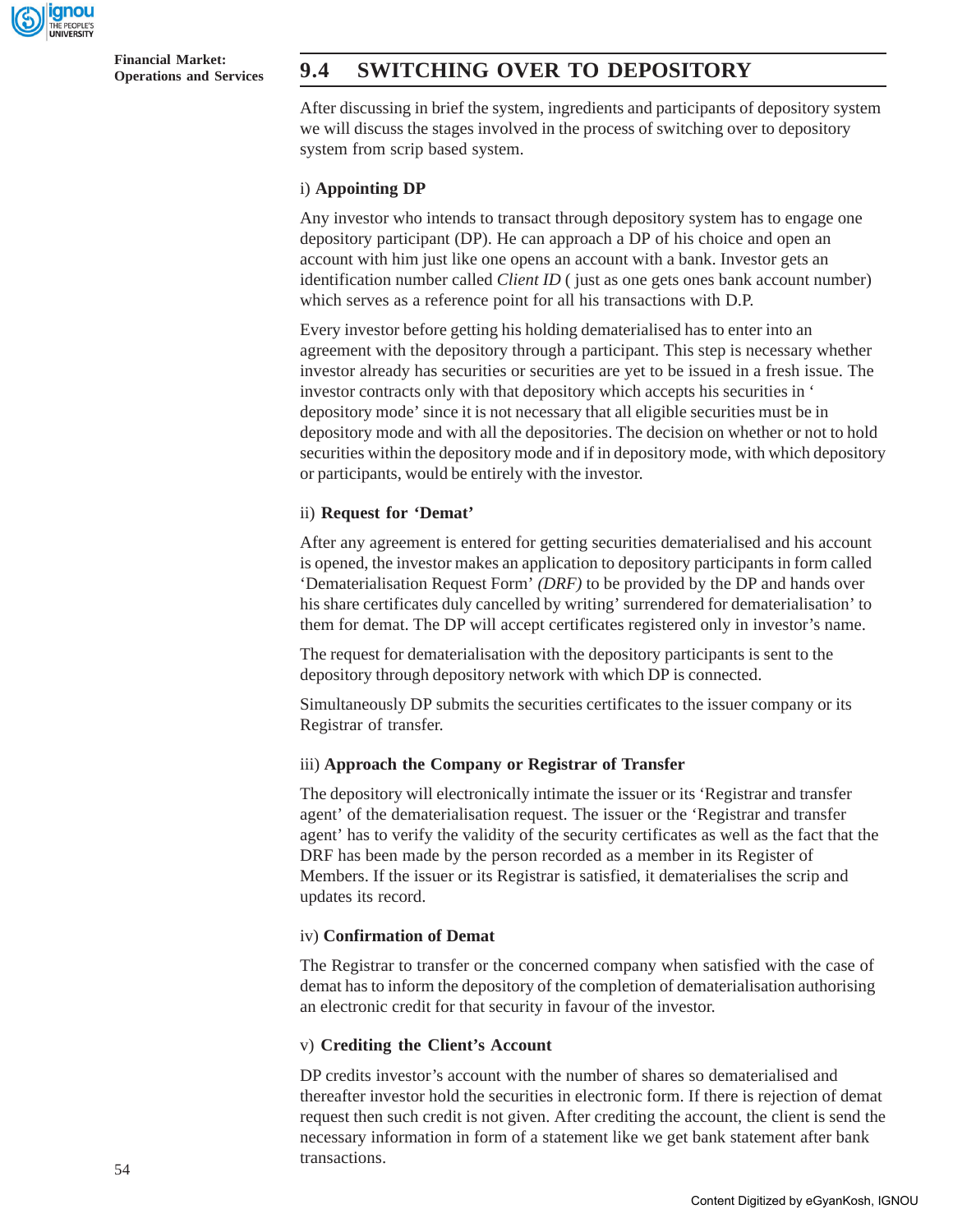## 9.4 SWITCHING OVER TO DEPOSITORY

After discussing in brief the system, ingredients and participants of depository system we will discuss the stages involved in the process of switching over to depository system from scrip based system.

i) **Appointing DP**

Any investor who intends to transact through depository system has to engage one depository participant (DP). He can approach a DP of his choice and open an account with him just like one opens an account with a bank. Investor gets an identification number called *Client ID* ( just as one gets ones bank account number) which serves as a reference point for all his transactions with D.P.

Every investor before getting his holding dematerialised has to enter into an agreement with the depository through a participant. This step is necessary whether investor already has securities or securities are yet to be issued in a fresh issue. The investor contracts only with that depository which accepts his securities in ' depository mode' since it is not necessary that all eligible securities must be in depository mode and with all the depositories. The decision on whether or not to hold securities within the depository mode and if in depository mode, with which depository or participants, would be entirely with the investor.

ii) **Request for 'Demat'**

After any agreement is entered for getting securities dematerialised and his account is opened, the investor makes an application to depository participants in form called 'Dematerialisation Request Form' *(DRF)* to be provided by the DP and hands over his share certificates duly cancelled by writing' surrendered for dematerialisation' to them for demat. The DP will accept certificates registered only in investor's name.

The request for dematerialisation with the depository participants is sent to the depository through depository network with which DP is connected.

Simultaneously DP submits the securities certificates to the issuer company or its Registrar of transfer.

iii) **Approach the Company or Registrar of Transfer**

The depository will electronically intimate the issuer or its 'Registrar and transfer agent' of the dematerialisation request. The issuer or the 'Registrar and transfer agent' has to verify the validity of the security certificates as well as the fact that the DRF has been made by the person recorded as a member in its Register of Members. If the issuer or its Registrar is satisfied, it dematerialises the scrip and updates its record.

iv) **Confirmation of Demat**

The Registrar to transfer or the concerned company when satisfied with the case of demat has to inform the depository of the completion of dematerialisation authorising an electronic credit for that security in favour of the investor.

v) **Crediting the Client's Account**

DP credits investor's account with the number of shares so dematerialised and thereafter investor hold the securities in electronic form. If there is rejection of demat request then such credit is not given. After crediting the account, the client is send the necessary information in form of a statement like we get bank statement after bank transactions.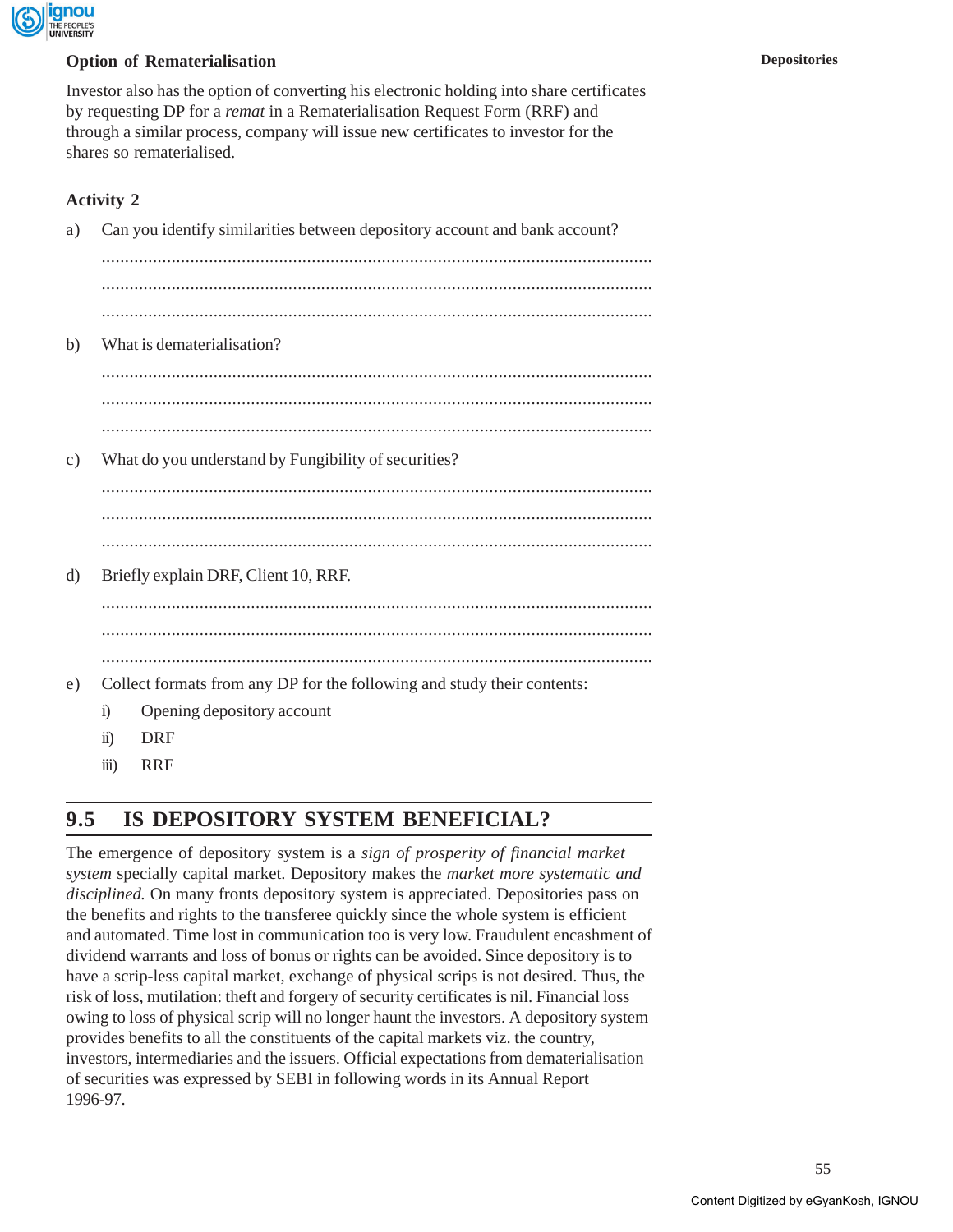### Option of Rematerialisation

Investor also has the option of converting his electronic holding into share certificates by requesting DP for a *remat* in a Rematerialisation Request Form (RRF) and through a similar process, company will issue new certificates to investor for the shares so rematerialised.

### Activity 2

a) Can you identify similarities between depository account and bank account?

......................................................................................................................

......................................................................................................................

......................................................................................................................

b) What is dematerialisation?

......................................................................................................................

......................................................................................................................

......................................................................................................................

c) What do you understand by Fungibility of securities?

......................................................................................................................

......................................................................................................................

......................................................................................................................

d) Briefly explain DRF, Client 10, RRF.

......................................................................................................................

......................................................................................................................

......................................................................................................................

e) Collect formats from any DP for the following and study their contents:

   i) Opening depository account

   ii) DRF

   iii) RRF

## 9.5 IS DEPOSITORY SYSTEM BENEFICIAL?

The emergence of depository system is a *sign of prosperity of financial market system* specially capital market. Depository makes the *market more systematic and disciplined.* On many fronts depository system is appreciated. Depositories pass on the benefits and rights to the transferee quickly since the whole system is efficient and automated. Time lost in communication too is very low. Fraudulent encashment of dividend warrants and loss of bonus or rights can be avoided. Since depository is to have a scrip-less capital market, exchange of physical scrips is not desired. Thus, the risk of loss, mutilation: theft and forgery of security certificates is nil. Financial loss owing to loss of physical scrip will no longer haunt the investors. A depository system provides benefits to all the constituents of the capital markets viz. the country, investors, intermediaries and the issuers. Official expectations from dematerialisation of securities was expressed by SEBI in following words in its Annual Report 1996-97.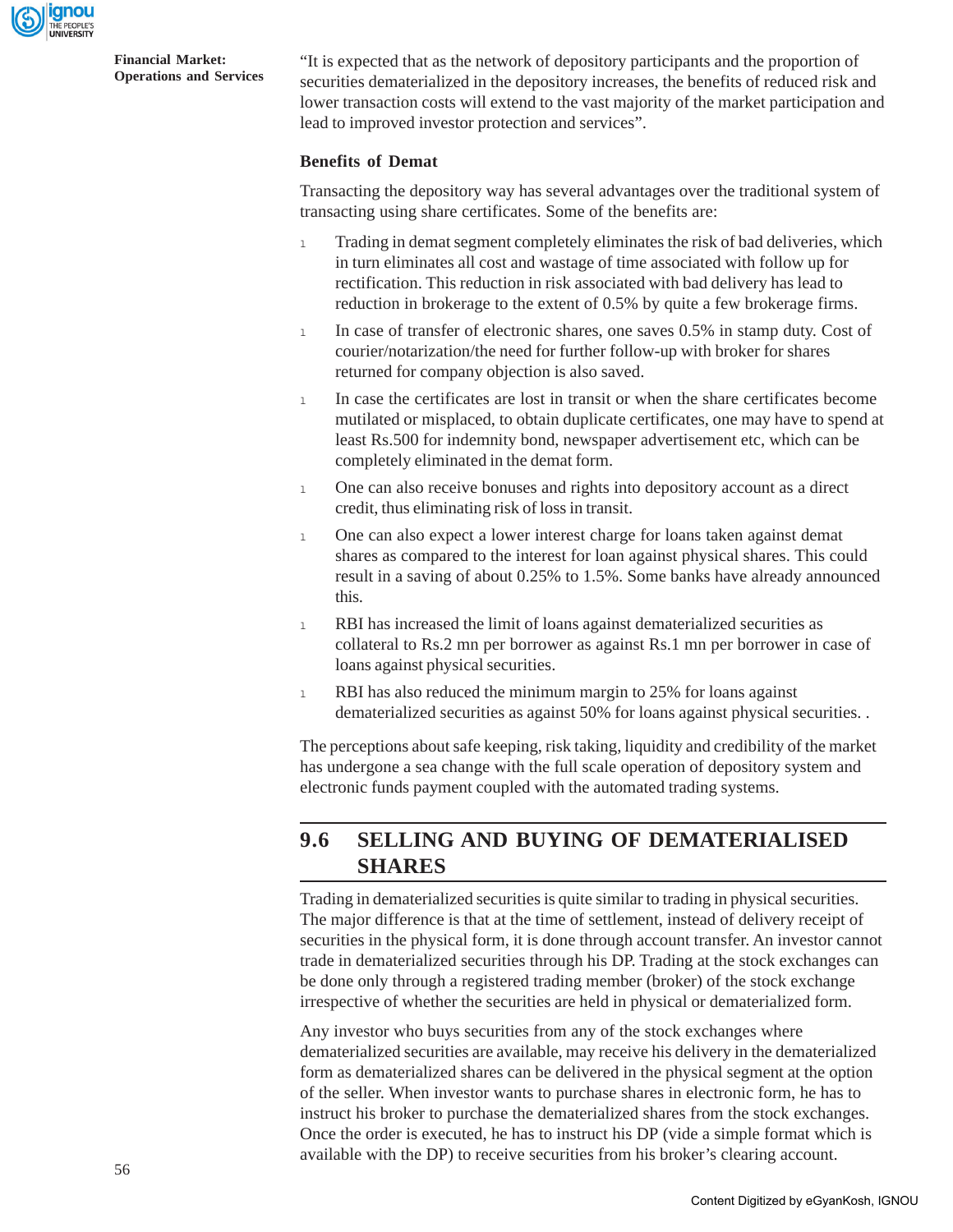"It is expected that as the network of depository participants and the proportion of securities dematerialized in the depository increases, the benefits of reduced risk and lower transaction costs will extend to the vast majority of the market participation and lead to improved investor protection and services".

**Benefits of Demat**

Transacting the depository way has several advantages over the traditional system of transacting using share certificates. Some of the benefits are:

- Trading in demat segment completely eliminates the risk of bad deliveries, which in turn eliminates all cost and wastage of time associated with follow up for rectification. This reduction in risk associated with bad delivery has lead to reduction in brokerage to the extent of 0.5% by quite a few brokerage firms.
- In case of transfer of electronic shares, one saves 0.5% in stamp duty. Cost of courier/notarization/the need for further follow-up with broker for shares returned for company objection is also saved.
- In case the certificates are lost in transit or when the share certificates become mutilated or misplaced, to obtain duplicate certificates, one may have to spend at least Rs.500 for indemnity bond, newspaper advertisement etc, which can be completely eliminated in the demat form.
- One can also receive bonuses and rights into depository account as a direct credit, thus eliminating risk of loss in transit.
- One can also expect a lower interest charge for loans taken against demat shares as compared to the interest for loan against physical shares. This could result in a saving of about 0.25% to 1.5%. Some banks have already announced this.
- RBI has increased the limit of loans against dematerialized securities as collateral to Rs.2 mn per borrower as against Rs.1 mn per borrower in case of loans against physical securities.
- RBI has also reduced the minimum margin to 25% for loans against dematerialized securities as against 50% for loans against physical securities. .

The perceptions about safe keeping, risk taking, liquidity and credibility of the market has undergone a sea change with the full scale operation of depository system and electronic funds payment coupled with the automated trading systems.

## 9.6 SELLING AND BUYING OF DEMATERIALISED SHARES

Trading in dematerialized securities is quite similar to trading in physical securities. The major difference is that at the time of settlement, instead of delivery receipt of securities in the physical form, it is done through account transfer. An investor cannot trade in dematerialized securities through his DP. Trading at the stock exchanges can be done only through a registered trading member (broker) of the stock exchange irrespective of whether the securities are held in physical or dematerialized form.

Any investor who buys securities from any of the stock exchanges where dematerialized securities are available, may receive his delivery in the dematerialized form as dematerialized shares can be delivered in the physical segment at the option of the seller. When investor wants to purchase shares in electronic form, he has to instruct his broker to purchase the dematerialized shares from the stock exchanges. Once the order is executed, he has to instruct his DP (vide a simple format which is available with the DP) to receive securities from his broker's clearing account.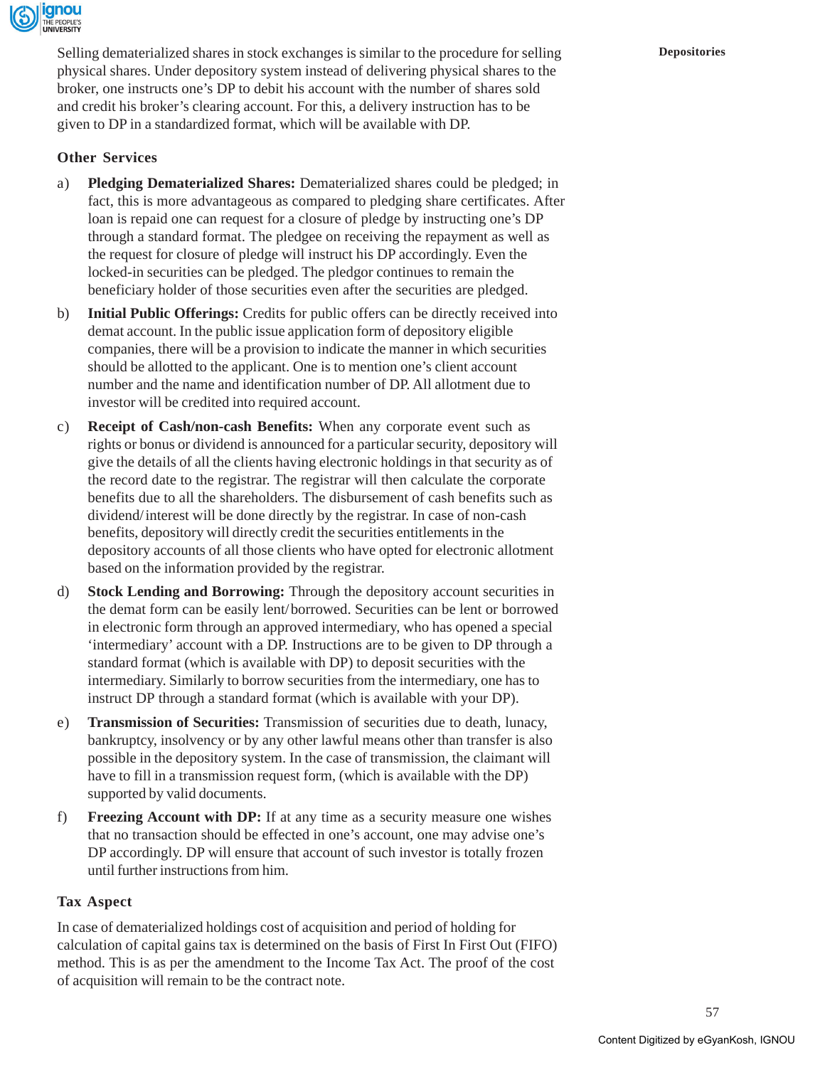Selling dematerialized shares in stock exchanges is similar to the procedure for selling physical shares. Under depository system instead of delivering physical shares to the broker, one instructs one's DP to debit his account with the number of shares sold and credit his broker's clearing account. For this, a delivery instruction has to be given to DP in a standardized format, which will be available with DP.

### Other Services

a) **Pledging Dematerialized Shares:** Dematerialized shares could be pledged; in fact, this is more advantageous as compared to pledging share certificates. After loan is repaid one can request for a closure of pledge by instructing one's DP through a standard format. The pledgee on receiving the repayment as well as the request for closure of pledge will instruct his DP accordingly. Even the locked-in securities can be pledged. The pledgor continues to remain the beneficiary holder of those securities even after the securities are pledged.

b) **Initial Public Offerings:** Credits for public offers can be directly received into demat account. In the public issue application form of depository eligible companies, there will be a provision to indicate the manner in which securities should be allotted to the applicant. One is to mention one's client account number and the name and identification number of DP. All allotment due to investor will be credited into required account.

c) **Receipt of Cash/non-cash Benefits:** When any corporate event such as rights or bonus or dividend is announced for a particular security, depository will give the details of all the clients having electronic holdings in that security as of the record date to the registrar. The registrar will then calculate the corporate benefits due to all the shareholders. The disbursement of cash benefits such as dividend/ interest will be done directly by the registrar. In case of non-cash benefits, depository will directly credit the securities entitlements in the depository accounts of all those clients who have opted for electronic allotment based on the information provided by the registrar.

d) **Stock Lending and Borrowing:** Through the depository account securities in the demat form can be easily lent/ borrowed. Securities can be lent or borrowed in electronic form through an approved intermediary, who has opened a special 'intermediary' account with a DP. Instructions are to be given to DP through a standard format (which is available with DP) to deposit securities with the intermediary. Similarly to borrow securities from the intermediary, one has to instruct DP through a standard format (which is available with your DP).

e) **Transmission of Securities:** Transmission of securities due to death, lunacy, bankruptcy, insolvency or by any other lawful means other than transfer is also possible in the depository system. In the case of transmission, the claimant will have to fill in a transmission request form, (which is available with the DP) supported by valid documents.

f) **Freezing Account with DP:** If at any time as a security measure one wishes that no transaction should be effected in one's account, one may advise one's DP accordingly. DP will ensure that account of such investor is totally frozen until further instructions from him.

### Tax Aspect

In case of dematerialized holdings cost of acquisition and period of holding for calculation of capital gains tax is determined on the basis of First In First Out (FIFO) method. This is as per the amendment to the Income Tax Act. The proof of the cost of acquisition will remain to be the contract note.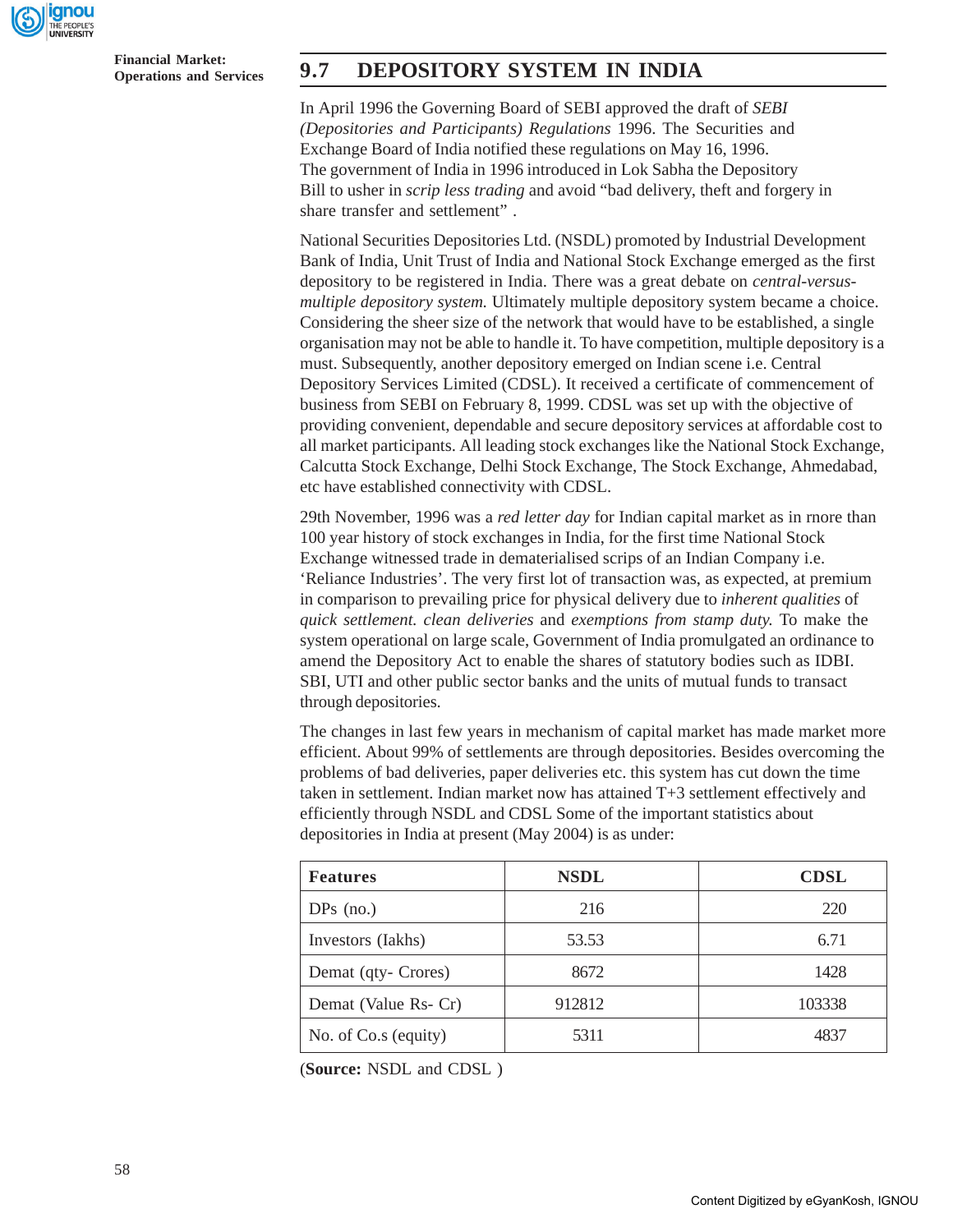## 9.7 DEPOSITORY SYSTEM IN INDIA

In April 1996 the Governing Board of SEBI approved the draft of *SEBI (Depositories and Participants) Regulations* 1996. The Securities and Exchange Board of India notified these regulations on May 16, 1996. The government of India in 1996 introduced in Lok Sabha the Depository Bill to usher in *scrip less trading* and avoid "bad delivery, theft and forgery in share transfer and settlement" .

National Securities Depositories Ltd. (NSDL) promoted by Industrial Development Bank of India, Unit Trust of India and National Stock Exchange emerged as the first depository to be registered in India. There was a great debate on *central-versus-multiple depository system.* Ultimately multiple depository system became a choice. Considering the sheer size of the network that would have to be established, a single organisation may not be able to handle it. To have competition, multiple depository is a must. Subsequently, another depository emerged on Indian scene i.e. Central Depository Services Limited (CDSL). It received a certificate of commencement of business from SEBI on February 8, 1999. CDSL was set up with the objective of providing convenient, dependable and secure depository services at affordable cost to all market participants. All leading stock exchanges like the National Stock Exchange, Calcutta Stock Exchange, Delhi Stock Exchange, The Stock Exchange, Ahmedabad, etc have established connectivity with CDSL.

29th November, 1996 was a *red letter day* for Indian capital market as in rnore than 100 year history of stock exchanges in India, for the first time National Stock Exchange witnessed trade in dematerialised scrips of an Indian Company i.e. 'Reliance Industries'. The very first lot of transaction was, as expected, at premium in comparison to prevailing price for physical delivery due to *inherent qualities* of *quick settlement. clean deliveries* and *exemptions from stamp duty.* To make the system operational on large scale, Government of India promulgated an ordinance to amend the Depository Act to enable the shares of statutory bodies such as IDBI. SBI, UTI and other public sector banks and the units of mutual funds to transact through depositories.

The changes in last few years in mechanism of capital market has made market more efficient. About 99% of settlements are through depositories. Besides overcoming the problems of bad deliveries, paper deliveries etc. this system has cut down the time taken in settlement. Indian market now has attained T+3 settlement effectively and efficiently through NSDL and CDSL Some of the important statistics about depositories in India at present (May 2004) is as under:

| Features | NSDL | CDSL |
|---|---|---|
| DPs (no.) | 216 | 220 |
| Investors (Iakhs) | 53.53 | 6.71 |
| Demat (qty- Crores) | 8672 | 1428 |
| Demat (Value Rs- Cr) | 912812 | 103338 |
| No. of Co.s (equity) | 5311 | 4837 |

(**Source:** NSDL and CDSL )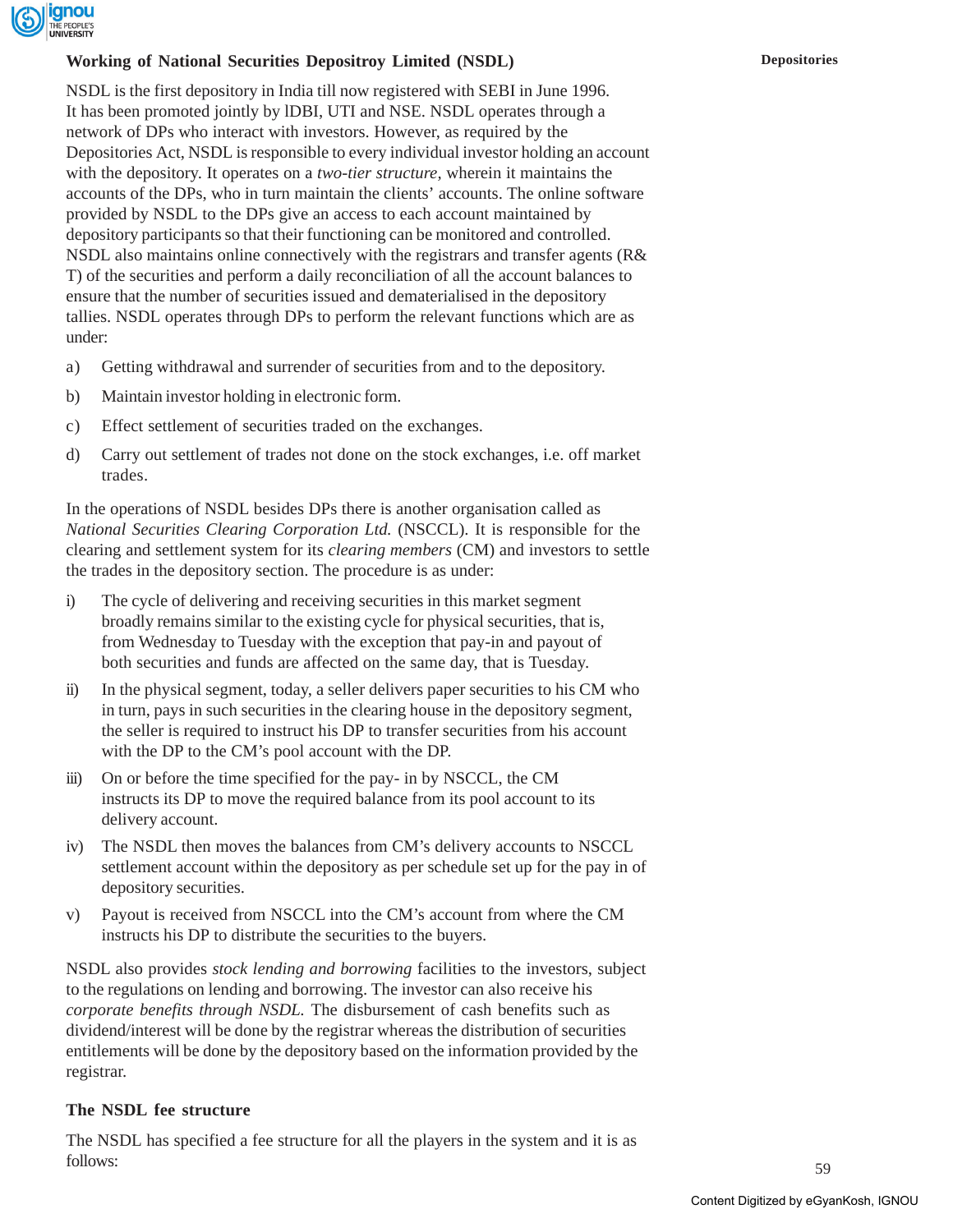### Working of National Securities Depositroy Limited (NSDL)

NSDL is the first depository in India till now registered with SEBI in June 1996. It has been promoted jointly by IDBI, UTI and NSE. NSDL operates through a network of DPs who interact with investors. However, as required by the Depositories Act, NSDL is responsible to every individual investor holding an account with the depository. It operates on a *two-tier structure,* wherein it maintains the accounts of the DPs, who in turn maintain the clients' accounts. The online software provided by NSDL to the DPs give an access to each account maintained by depository participants so that their functioning can be monitored and controlled. NSDL also maintains online connectively with the registrars and transfer agents (R& T) of the securities and perform a daily reconciliation of all the account balances to ensure that the number of securities issued and dematerialised in the depository tallies. NSDL operates through DPs to perform the relevant functions which are as under:

a) Getting withdrawal and surrender of securities from and to the depository.

b) Maintain investor holding in electronic form.

c) Effect settlement of securities traded on the exchanges.

d) Carry out settlement of trades not done on the stock exchanges, i.e. off market trades.

In the operations of NSDL besides DPs there is another organisation called as *National Securities Clearing Corporation Ltd.* (NSCCL). It is responsible for the clearing and settlement system for its *clearing members* (CM) and investors to settle the trades in the depository section. The procedure is as under:

i) The cycle of delivering and receiving securities in this market segment broadly remains similar to the existing cycle for physical securities, that is, from Wednesday to Tuesday with the exception that pay-in and payout of both securities and funds are affected on the same day, that is Tuesday.

ii) In the physical segment, today, a seller delivers paper securities to his CM who in turn, pays in such securities in the clearing house in the depository segment, the seller is required to instruct his DP to transfer securities from his account with the DP to the CM's pool account with the DP.

iii) On or before the time specified for the pay- in by NSCCL, the CM instructs its DP to move the required balance from its pool account to its delivery account.

iv) The NSDL then moves the balances from CM's delivery accounts to NSCCL settlement account within the depository as per schedule set up for the pay in of depository securities.

v) Payout is received from NSCCL into the CM's account from where the CM instructs his DP to distribute the securities to the buyers.

NSDL also provides *stock lending and borrowing* facilities to the investors, subject to the regulations on lending and borrowing. The investor can also receive his *corporate benefits through NSDL.* The disbursement of cash benefits such as dividend/interest will be done by the registrar whereas the distribution of securities entitlements will be done by the depository based on the information provided by the registrar.

### The NSDL fee structure

The NSDL has specified a fee structure for all the players in the system and it is as follows: